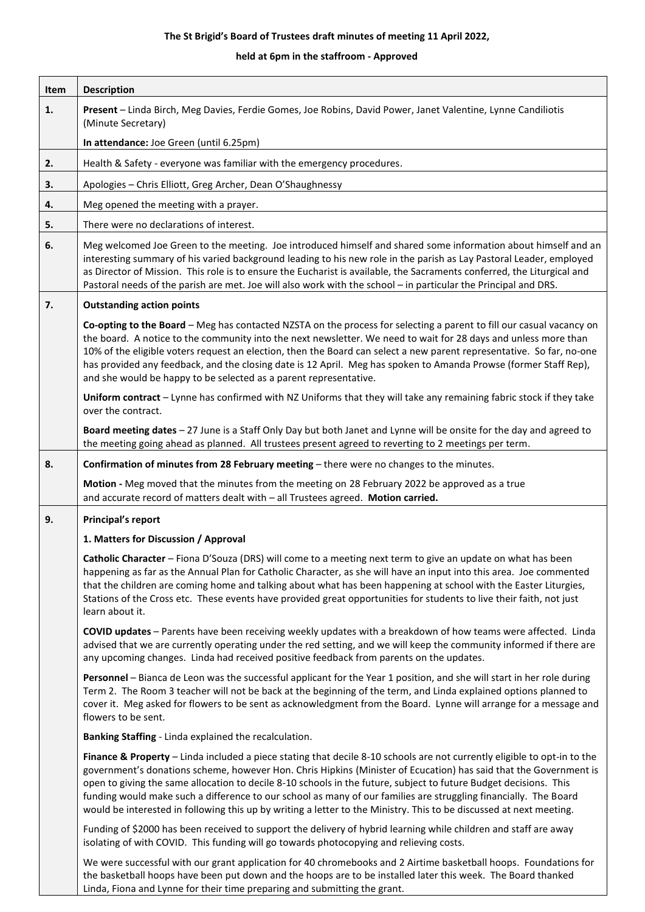**The St Brigid's Board of Trustees draft minutes of meeting 11 April 2022,**

**held at 6pm in the staffroom - Approved**

| Item | Description |
|---|---|
| **1.** | **Present** – Linda Birch, Meg Davies, Ferdie Gomes, Joe Robins, David Power, Janet Valentine, Lynne Candiliotis (Minute Secretary)<br><br>**In attendance:** Joe Green (until 6.25pm) |
| **2.** | Health & Safety - everyone was familiar with the emergency procedures. |
| **3.** | Apologies – Chris Elliott, Greg Archer, Dean O'Shaughnessy |
| **4.** | Meg opened the meeting with a prayer. |
| **5.** | There were no declarations of interest. |
| **6.** | Meg welcomed Joe Green to the meeting. Joe introduced himself and shared some information about himself and an interesting summary of his varied background leading to his new role in the parish as Lay Pastoral Leader, employed as Director of Mission. This role is to ensure the Eucharist is available, the Sacraments conferred, the Liturgical and Pastoral needs of the parish are met. Joe will also work with the school – in particular the Principal and DRS. |
| **7.** | **Outstanding action points**<br><br>**Co-opting to the Board** – Meg has contacted NZSTA on the process for selecting a parent to fill our casual vacancy on the board. A notice to the community into the next newsletter. We need to wait for 28 days and unless more than 10% of the eligible voters request an election, then the Board can select a new parent representative. So far, no-one has provided any feedback, and the closing date is 12 April. Meg has spoken to Amanda Prowse (former Staff Rep), and she would be happy to be selected as a parent representative.<br><br>**Uniform contract** – Lynne has confirmed with NZ Uniforms that they will take any remaining fabric stock if they take over the contract.<br><br>**Board meeting dates** – 27 June is a Staff Only Day but both Janet and Lynne will be onsite for the day and agreed to the meeting going ahead as planned. All trustees present agreed to reverting to 2 meetings per term. |
| **8.** | **Confirmation of minutes from 28 February meeting** – there were no changes to the minutes.<br><br>**Motion -** Meg moved that the minutes from the meeting on 28 February 2022 be approved as a true and accurate record of matters dealt with – all Trustees agreed. **Motion carried.** |
| **9.** | **Principal's report**<br><br>**1. Matters for Discussion / Approval**<br><br>**Catholic Character** – Fiona D'Souza (DRS) will come to a meeting next term to give an update on what has been happening as far as the Annual Plan for Catholic Character, as she will have an input into this area. Joe commented that the children are coming home and talking about what has been happening at school with the Easter Liturgies, Stations of the Cross etc. These events have provided great opportunities for students to live their faith, not just learn about it.<br><br>**COVID updates** – Parents have been receiving weekly updates with a breakdown of how teams were affected. Linda advised that we are currently operating under the red setting, and we will keep the community informed if there are any upcoming changes. Linda had received positive feedback from parents on the updates.<br><br>**Personnel** – Bianca de Leon was the successful applicant for the Year 1 position, and she will start in her role during Term 2. The Room 3 teacher will not be back at the beginning of the term, and Linda explained options planned to cover it. Meg asked for flowers to be sent as acknowledgment from the Board. Lynne will arrange for a message and flowers to be sent.<br><br>**Banking Staffing** - Linda explained the recalculation.<br><br>**Finance & Property** – Linda included a piece stating that decile 8-10 schools are not currently eligible to opt-in to the government's donations scheme, however Hon. Chris Hipkins (Minister of Ecucation) has said that the Government is open to giving the same allocation to decile 8-10 schools in the future, subject to future Budget decisions. This funding would make such a difference to our school as many of our families are struggling financially. The Board would be interested in following this up by writing a letter to the Ministry. This to be discussed at next meeting.<br><br>Funding of $2000 has been received to support the delivery of hybrid learning while children and staff are away isolating of with COVID. This funding will go towards photocopying and relieving costs.<br><br>We were successful with our grant application for 40 chromebooks and 2 Airtime basketball hoops. Foundations for the basketball hoops have been put down and the hoops are to be installed later this week. The Board thanked Linda, Fiona and Lynne for their time preparing and submitting the grant. |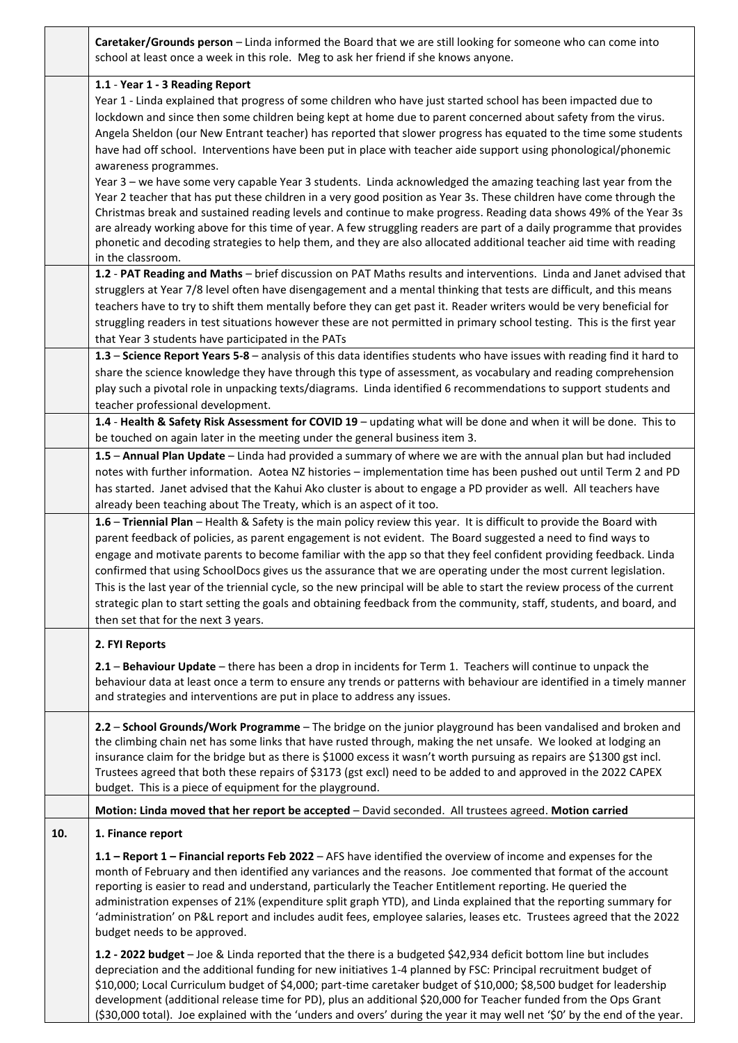| | |
|---|---|
| | **Caretaker/Grounds person** – Linda informed the Board that we are still looking for someone who can come into school at least once a week in this role. Meg to ask her friend if she knows anyone. |
| | **1.1 - Year 1 - 3 Reading Report**<br>Year 1 - Linda explained that progress of some children who have just started school has been impacted due to lockdown and since then some children being kept at home due to parent concerned about safety from the virus. Angela Sheldon (our New Entrant teacher) has reported that slower progress has equated to the time some students have had off school. Interventions have been put in place with teacher aide support using phonological/phonemic awareness programmes.<br>Year 3 – we have some very capable Year 3 students. Linda acknowledged the amazing teaching last year from the Year 2 teacher that has put these children in a very good position as Year 3s. These children have come through the Christmas break and sustained reading levels and continue to make progress. Reading data shows 49% of the Year 3s are already working above for this time of year. A few struggling readers are part of a daily programme that provides phonetic and decoding strategies to help them, and they are also allocated additional teacher aid time with reading in the classroom. |
| | **1.2** - **PAT Reading and Maths** – brief discussion on PAT Maths results and interventions. Linda and Janet advised that strugglers at Year 7/8 level often have disengagement and a mental thinking that tests are difficult, and this means teachers have to try to shift them mentally before they can get past it. Reader writers would be very beneficial for struggling readers in test situations however these are not permitted in primary school testing. This is the first year that Year 3 students have participated in the PATs |
| | **1.3** – **Science Report Years 5-8** – analysis of this data identifies students who have issues with reading find it hard to share the science knowledge they have through this type of assessment, as vocabulary and reading comprehension play such a pivotal role in unpacking texts/diagrams. Linda identified 6 recommendations to support students and teacher professional development. |
| | **1.4** - **Health & Safety Risk Assessment for COVID 19** – updating what will be done and when it will be done. This to be touched on again later in the meeting under the general business item 3. |
| | **1.5** – **Annual Plan Update** – Linda had provided a summary of where we are with the annual plan but had included notes with further information. Aotea NZ histories – implementation time has been pushed out until Term 2 and PD has started. Janet advised that the Kahui Ako cluster is about to engage a PD provider as well. All teachers have already been teaching about The Treaty, which is an aspect of it too. |
| | **1.6** – **Triennial Plan** – Health & Safety is the main policy review this year. It is difficult to provide the Board with parent feedback of policies, as parent engagement is not evident. The Board suggested a need to find ways to engage and motivate parents to become familiar with the app so that they feel confident providing feedback. Linda confirmed that using SchoolDocs gives us the assurance that we are operating under the most current legislation. This is the last year of the triennial cycle, so the new principal will be able to start the review process of the current strategic plan to start setting the goals and obtaining feedback from the community, staff, students, and board, and then set that for the next 3 years. |
| | **2. FYI Reports**<br><br>**2.1** – **Behaviour Update** – there has been a drop in incidents for Term 1. Teachers will continue to unpack the behaviour data at least once a term to ensure any trends or patterns with behaviour are identified in a timely manner and strategies and interventions are put in place to address any issues. |
| | **2.2** – **School Grounds/Work Programme** – The bridge on the junior playground has been vandalised and broken and the climbing chain net has some links that have rusted through, making the net unsafe. We looked at lodging an insurance claim for the bridge but as there is $1000 excess it wasn't worth pursuing as repairs are $1300 gst incl. Trustees agreed that both these repairs of $3173 (gst excl) need to be added to and approved in the 2022 CAPEX budget. This is a piece of equipment for the playground. |
| | **Motion: Linda moved that her report be accepted** – David seconded. All trustees agreed. **Motion carried** |
| **10.** | **1. Finance report**<br><br>**1.1 – Report 1 – Financial reports Feb 2022** – AFS have identified the overview of income and expenses for the month of February and then identified any variances and the reasons. Joe commented that format of the account reporting is easier to read and understand, particularly the Teacher Entitlement reporting. He queried the administration expenses of 21% (expenditure split graph YTD), and Linda explained that the reporting summary for 'administration' on P&L report and includes audit fees, employee salaries, leases etc. Trustees agreed that the 2022 budget needs to be approved.<br><br>**1.2 - 2022 budget** – Joe & Linda reported that the there is a budgeted $42,934 deficit bottom line but includes depreciation and the additional funding for new initiatives 1-4 planned by FSC: Principal recruitment budget of $10,000; Local Curriculum budget of $4,000; part-time caretaker budget of $10,000; $8,500 budget for leadership development (additional release time for PD), plus an additional $20,000 for Teacher funded from the Ops Grant ($30,000 total). Joe explained with the 'unders and overs' during the year it may well net '$0' by the end of the year. |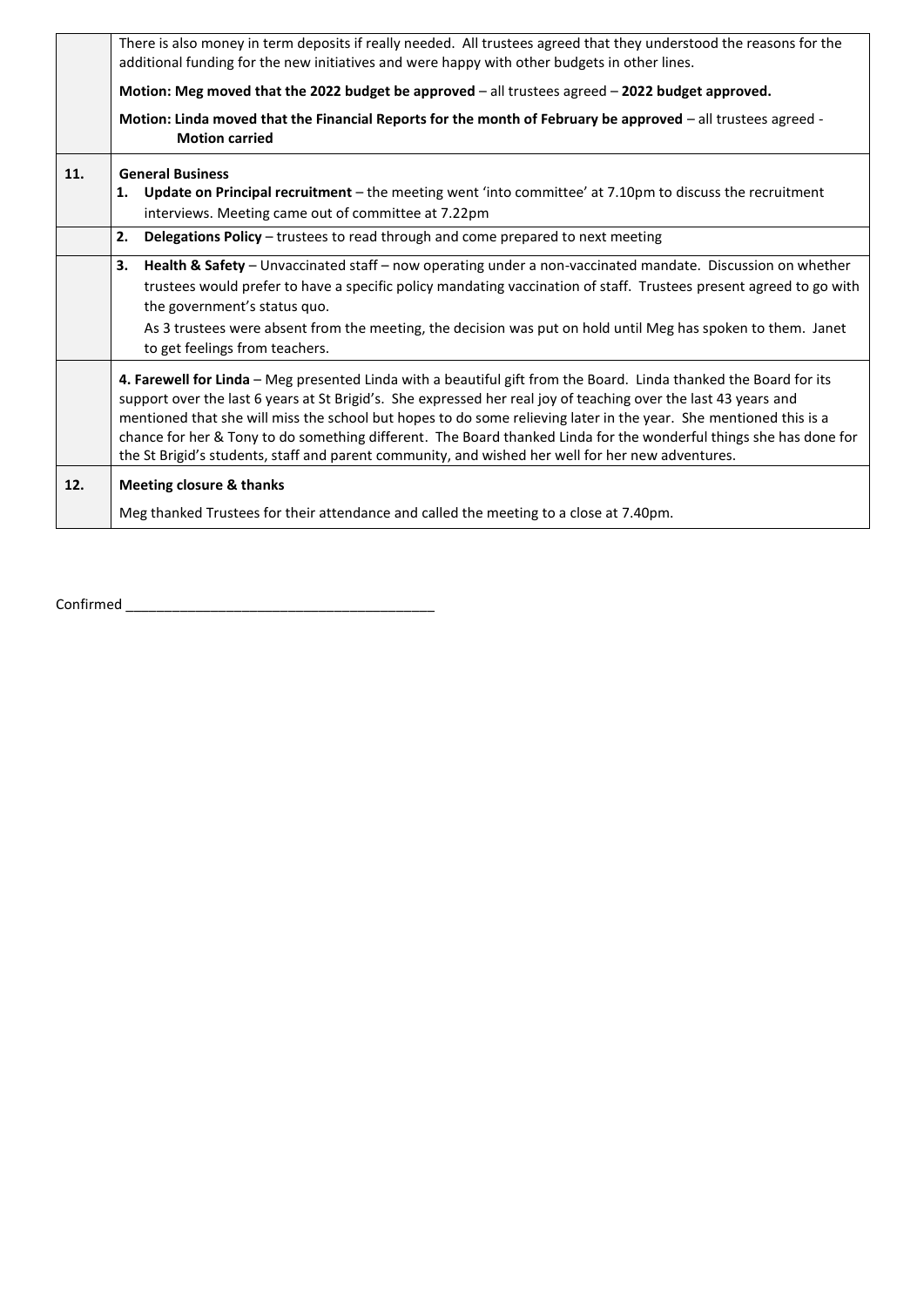| | |
|---|---|
| | There is also money in term deposits if really needed. All trustees agreed that they understood the reasons for the additional funding for the new initiatives and were happy with other budgets in other lines.<br><br>**Motion: Meg moved that the 2022 budget be approved** – all trustees agreed – **2022 budget approved.**<br><br>**Motion: Linda moved that the Financial Reports for the month of February be approved** – all trustees agreed - **Motion carried** |
| **11.** | **General Business**<br>1. **Update on Principal recruitment** – the meeting went 'into committee' at 7.10pm to discuss the recruitment interviews. Meeting came out of committee at 7.22pm |
| | 2. **Delegations Policy** – trustees to read through and come prepared to next meeting |
| | 3. **Health & Safety** – Unvaccinated staff – now operating under a non-vaccinated mandate. Discussion on whether trustees would prefer to have a specific policy mandating vaccination of staff. Trustees present agreed to go with the government's status quo.<br>As 3 trustees were absent from the meeting, the decision was put on hold until Meg has spoken to them. Janet to get feelings from teachers. |
| | **4. Farewell for Linda** – Meg presented Linda with a beautiful gift from the Board. Linda thanked the Board for its support over the last 6 years at St Brigid's. She expressed her real joy of teaching over the last 43 years and mentioned that she will miss the school but hopes to do some relieving later in the year. She mentioned this is a chance for her & Tony to do something different. The Board thanked Linda for the wonderful things she has done for the St Brigid's students, staff and parent community, and wished her well for her new adventures. |
| **12.** | **Meeting closure & thanks**<br><br>Meg thanked Trustees for their attendance and called the meeting to a close at 7.40pm. |

Confirmed ________________________________________